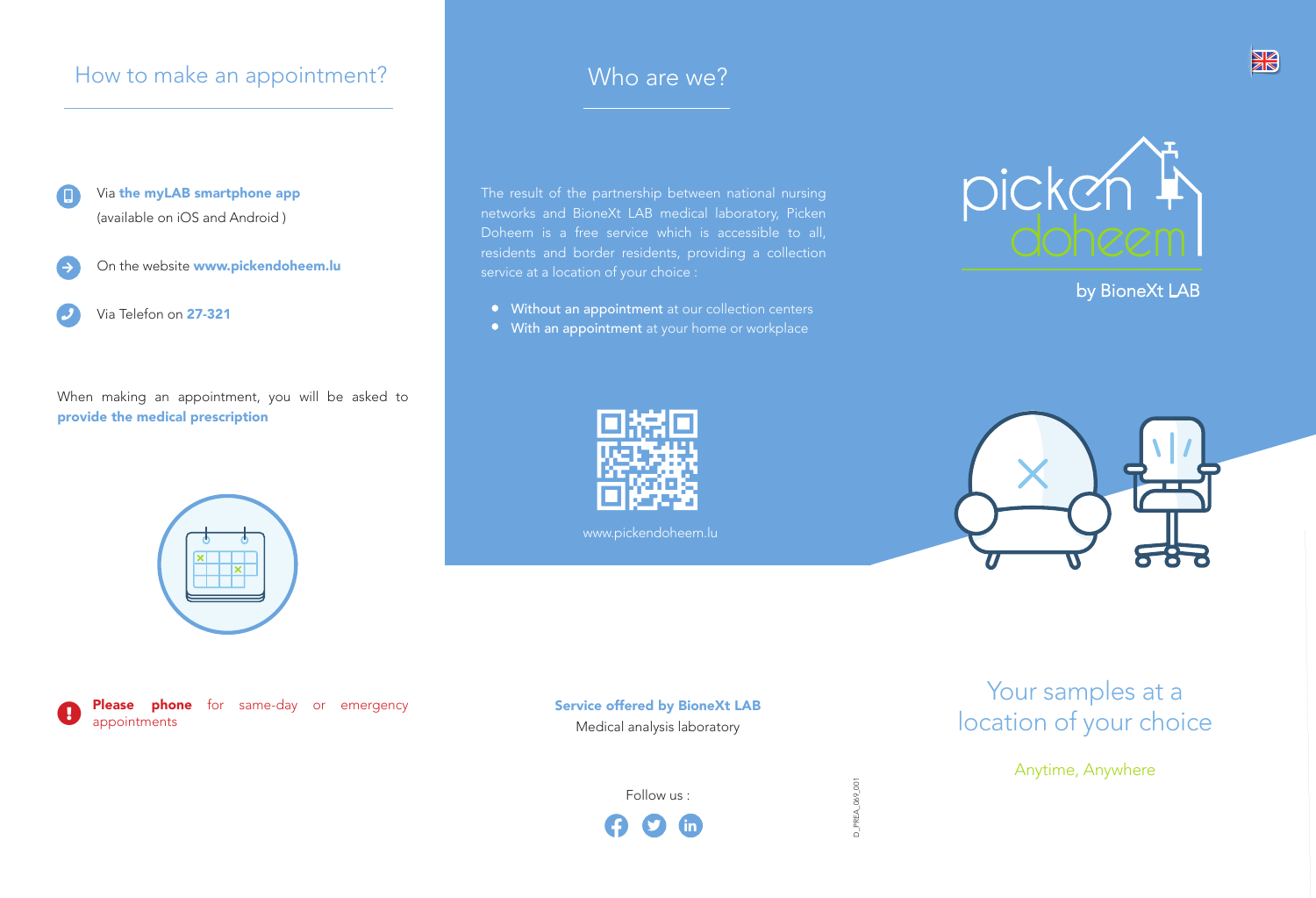## How to make an appointment?

- Via **the myLAB smartphone app** (available on iOS and Android )
- On the website **www.pickendoheem.lu**
- Via Telefon on **27-321**

When making an appointment, you will be asked to **provide the medical prescription**

**Please phone** for same-day or emergency appointments

## Who are we?

The result of the partnership between national nursing networks and BioneXt LAB medical laboratory, Picken Doheem is a free service which is accessible to all, residents and border residents, providing a collection service at a location of your choice :

- **Without an appointment** at our collection centers
- **With an appointment** at your home or workplace

www.pickendoheem.lu

**Service offered by BioneXt LAB**

Medical analysis laboratory

Follow us :

D_PREA_069_001

# picken doheem

by BioneXt LAB

Your samples at a location of your choice

Anytime, Anywhere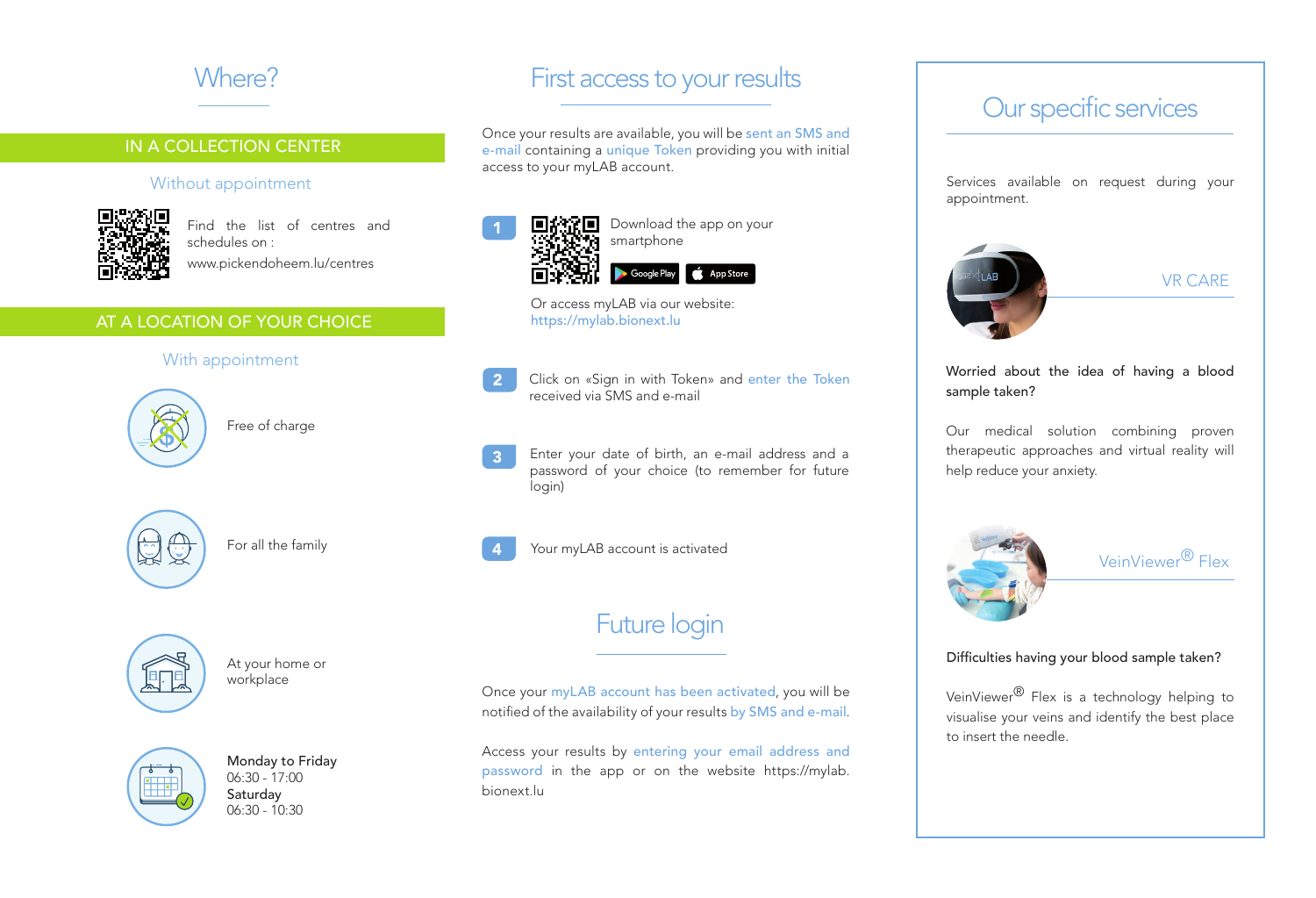## Where?

### IN A COLLECTION CENTER

Without appointment

Find the list of centres and schedules on :

www.pickendoheem.lu/centres

### AT A LOCATION OF YOUR CHOICE

With appointment

Free of charge

For all the family

At your home or workplace

Monday to Friday
06:30 - 17:00
Saturday
06:30 - 10:30

## First access to your results

Once your results are available, you will be sent an SMS and e-mail containing a unique Token providing you with initial access to your myLAB account.

1. Download the app on your smartphone

   Google Play | App Store

   Or access myLAB via our website: https://mylab.bionext.lu

2. Click on «Sign in with Token» and enter the Token received via SMS and e-mail

3. Enter your date of birth, an e-mail address and a password of your choice (to remember for future login)

4. Your myLAB account is activated

## Future login

Once your myLAB account has been activated, you will be notified of the availability of your results by SMS and e-mail.

Access your results by entering your email address and password in the app or on the website https://mylab.bionext.lu

## Our specific services

Services available on request during your appointment.

### VR CARE

Worried about the idea of having a blood sample taken?

Our medical solution combining proven therapeutic approaches and virtual reality will help reduce your anxiety.

### VeinViewer® Flex

Difficulties having your blood sample taken?

VeinViewer® Flex is a technology helping to visualise your veins and identify the best place to insert the needle.